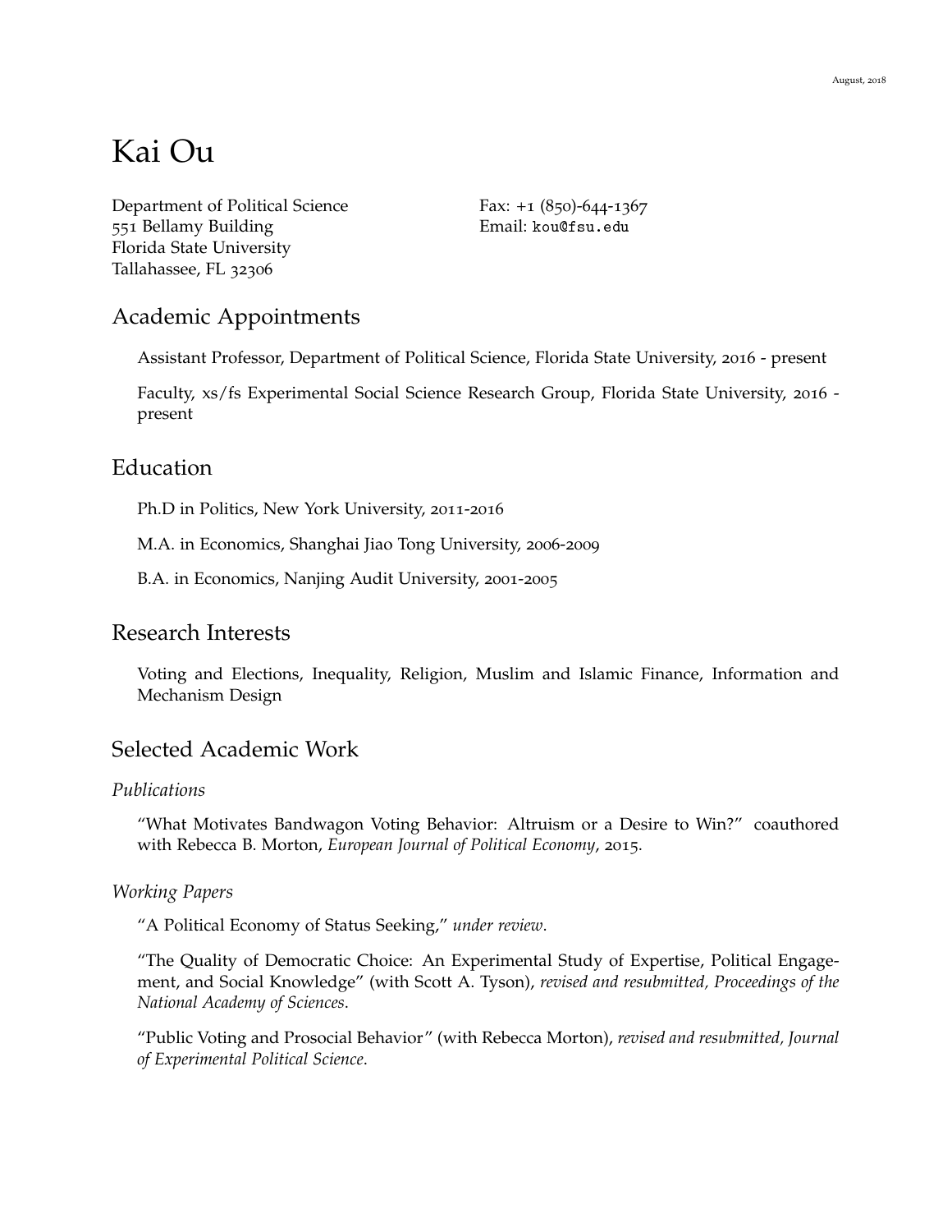August, 2018

# Kai Ou

Department of Political Science
551 Bellamy Building
Florida State University
Tallahassee, FL 32306

Fax: +1 (850)-644-1367
Email: kou@fsu.edu

## Academic Appointments

Assistant Professor, Department of Political Science, Florida State University, 2016 - present

Faculty, xs/fs Experimental Social Science Research Group, Florida State University, 2016 - present

## Education

Ph.D in Politics, New York University, 2011-2016

M.A. in Economics, Shanghai Jiao Tong University, 2006-2009

B.A. in Economics, Nanjing Audit University, 2001-2005

## Research Interests

Voting and Elections, Inequality, Religion, Muslim and Islamic Finance, Information and Mechanism Design

## Selected Academic Work

### *Publications*

"What Motivates Bandwagon Voting Behavior: Altruism or a Desire to Win?" coauthored with Rebecca B. Morton, *European Journal of Political Economy*, 2015.

### *Working Papers*

"A Political Economy of Status Seeking," *under review*.

"The Quality of Democratic Choice: An Experimental Study of Expertise, Political Engagement, and Social Knowledge" (with Scott A. Tyson), *revised and resubmitted, Proceedings of the National Academy of Sciences*.

"Public Voting and Prosocial Behavior" (with Rebecca Morton), *revised and resubmitted, Journal of Experimental Political Science*.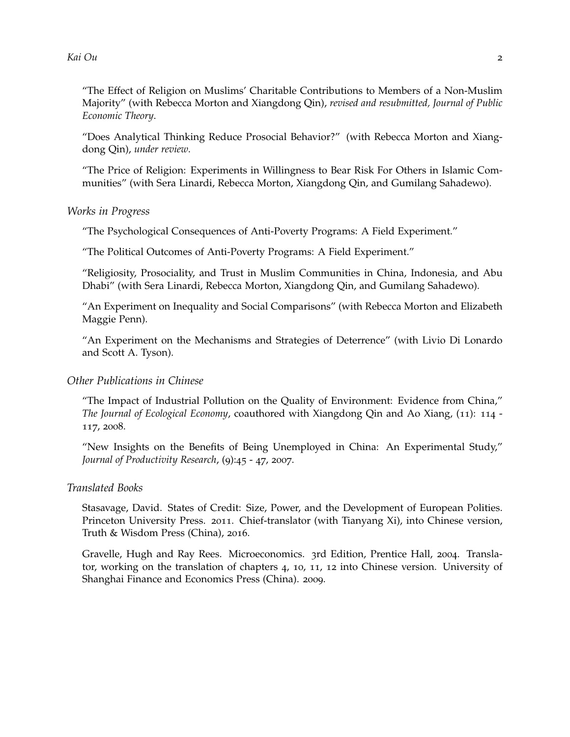"The Effect of Religion on Muslims' Charitable Contributions to Members of a Non-Muslim Majority" (with Rebecca Morton and Xiangdong Qin), *revised and resubmitted, Journal of Public Economic Theory*.

"Does Analytical Thinking Reduce Prosocial Behavior?" (with Rebecca Morton and Xiangdong Qin), *under review*.

"The Price of Religion: Experiments in Willingness to Bear Risk For Others in Islamic Communities" (with Sera Linardi, Rebecca Morton, Xiangdong Qin, and Gumilang Sahadewo).

*Works in Progress*

"The Psychological Consequences of Anti-Poverty Programs: A Field Experiment."

"The Political Outcomes of Anti-Poverty Programs: A Field Experiment."

"Religiosity, Prosociality, and Trust in Muslim Communities in China, Indonesia, and Abu Dhabi" (with Sera Linardi, Rebecca Morton, Xiangdong Qin, and Gumilang Sahadewo).

"An Experiment on Inequality and Social Comparisons" (with Rebecca Morton and Elizabeth Maggie Penn).

"An Experiment on the Mechanisms and Strategies of Deterrence" (with Livio Di Lonardo and Scott A. Tyson).

*Other Publications in Chinese*

"The Impact of Industrial Pollution on the Quality of Environment: Evidence from China," *The Journal of Ecological Economy*, coauthored with Xiangdong Qin and Ao Xiang, (11): 114 - 117, 2008.

"New Insights on the Benefits of Being Unemployed in China: An Experimental Study," *Journal of Productivity Research*, (9):45 - 47, 2007.

*Translated Books*

Stasavage, David. States of Credit: Size, Power, and the Development of European Polities. Princeton University Press. 2011. Chief-translator (with Tianyang Xi), into Chinese version, Truth & Wisdom Press (China), 2016.

Gravelle, Hugh and Ray Rees. Microeconomics. 3rd Edition, Prentice Hall, 2004. Translator, working on the translation of chapters 4, 10, 11, 12 into Chinese version. University of Shanghai Finance and Economics Press (China). 2009.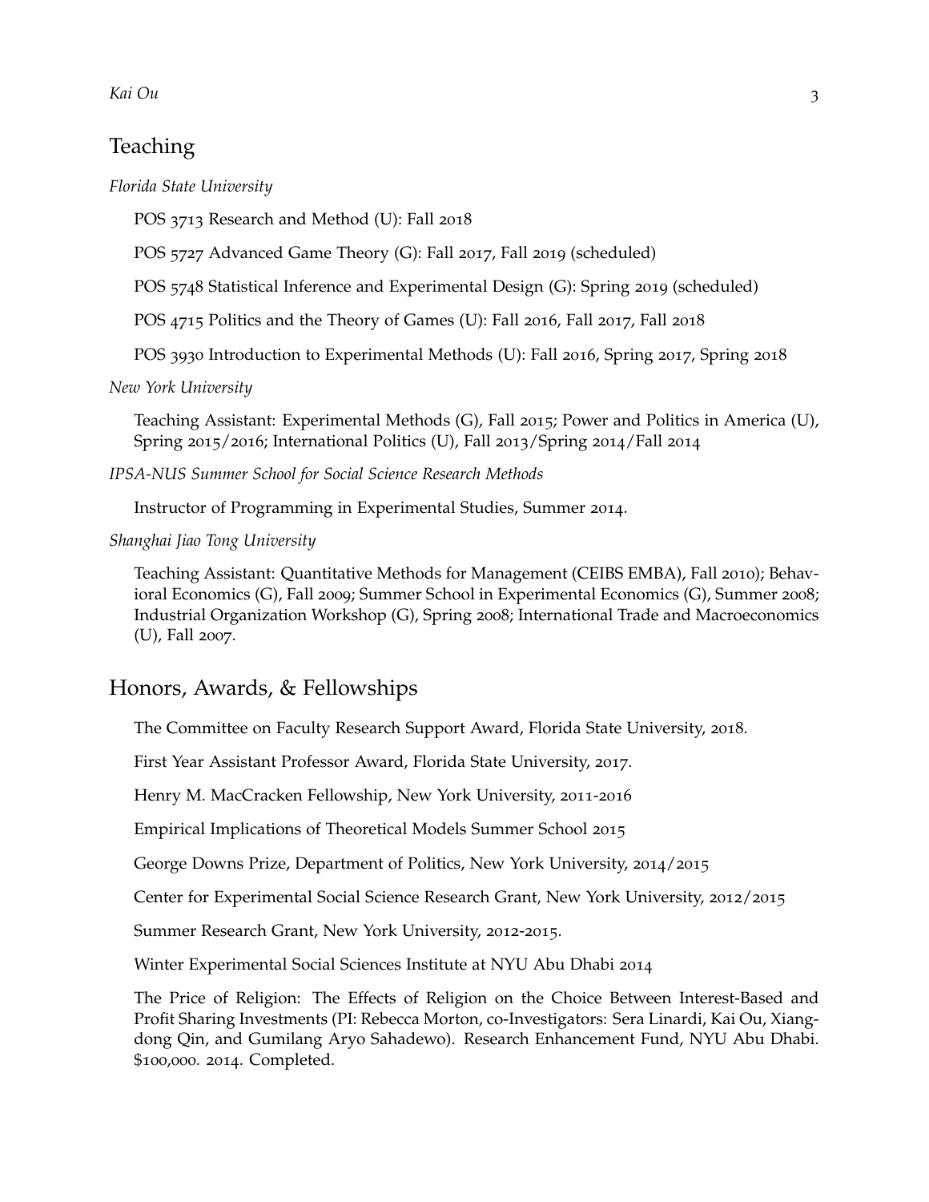## Teaching

*Florida State University*

POS 3713 Research and Method (U): Fall 2018

POS 5727 Advanced Game Theory (G): Fall 2017, Fall 2019 (scheduled)

POS 5748 Statistical Inference and Experimental Design (G): Spring 2019 (scheduled)

POS 4715 Politics and the Theory of Games (U): Fall 2016, Fall 2017, Fall 2018

POS 3930 Introduction to Experimental Methods (U): Fall 2016, Spring 2017, Spring 2018

*New York University*

Teaching Assistant: Experimental Methods (G), Fall 2015; Power and Politics in America (U), Spring 2015/2016; International Politics (U), Fall 2013/Spring 2014/Fall 2014

*IPSA-NUS Summer School for Social Science Research Methods*

Instructor of Programming in Experimental Studies, Summer 2014.

*Shanghai Jiao Tong University*

Teaching Assistant: Quantitative Methods for Management (CEIBS EMBA), Fall 2010); Behavioral Economics (G), Fall 2009; Summer School in Experimental Economics (G), Summer 2008; Industrial Organization Workshop (G), Spring 2008; International Trade and Macroeconomics (U), Fall 2007.

## Honors, Awards, & Fellowships

The Committee on Faculty Research Support Award, Florida State University, 2018.

First Year Assistant Professor Award, Florida State University, 2017.

Henry M. MacCracken Fellowship, New York University, 2011-2016

Empirical Implications of Theoretical Models Summer School 2015

George Downs Prize, Department of Politics, New York University, 2014/2015

Center for Experimental Social Science Research Grant, New York University, 2012/2015

Summer Research Grant, New York University, 2012-2015.

Winter Experimental Social Sciences Institute at NYU Abu Dhabi 2014

The Price of Religion: The Effects of Religion on the Choice Between Interest-Based and Profit Sharing Investments (PI: Rebecca Morton, co-Investigators: Sera Linardi, Kai Ou, Xiangdong Qin, and Gumilang Aryo Sahadewo). Research Enhancement Fund, NYU Abu Dhabi. $100,000. 2014. Completed.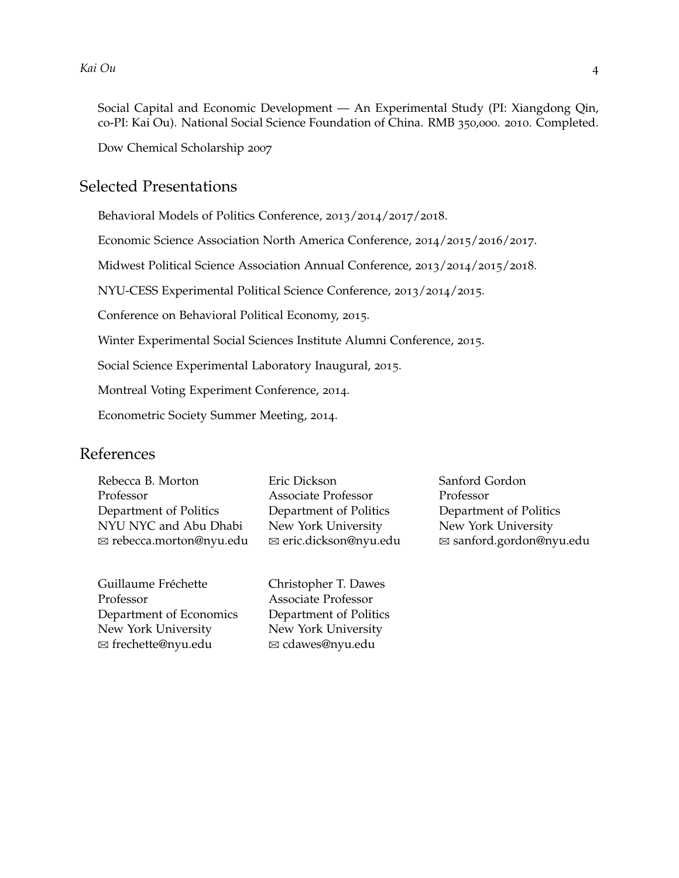Social Capital and Economic Development — An Experimental Study (PI: Xiangdong Qin, co-PI: Kai Ou). National Social Science Foundation of China. RMB 350,000. 2010. Completed.

Dow Chemical Scholarship 2007

## Selected Presentations

Behavioral Models of Politics Conference, 2013/2014/2017/2018.

Economic Science Association North America Conference, 2014/2015/2016/2017.

Midwest Political Science Association Annual Conference, 2013/2014/2015/2018.

NYU-CESS Experimental Political Science Conference, 2013/2014/2015.

Conference on Behavioral Political Economy, 2015.

Winter Experimental Social Sciences Institute Alumni Conference, 2015.

Social Science Experimental Laboratory Inaugural, 2015.

Montreal Voting Experiment Conference, 2014.

Econometric Society Summer Meeting, 2014.

## References

Rebecca B. Morton
Professor
Department of Politics
NYU NYC and Abu Dhabi
✉ rebecca.morton@nyu.edu

Eric Dickson
Associate Professor
Department of Politics
New York University
✉ eric.dickson@nyu.edu

Sanford Gordon
Professor
Department of Politics
New York University
✉ sanford.gordon@nyu.edu

Guillaume Fréchette
Professor
Department of Economics
New York University
✉ frechette@nyu.edu

Christopher T. Dawes
Associate Professor
Department of Politics
New York University
✉ cdawes@nyu.edu